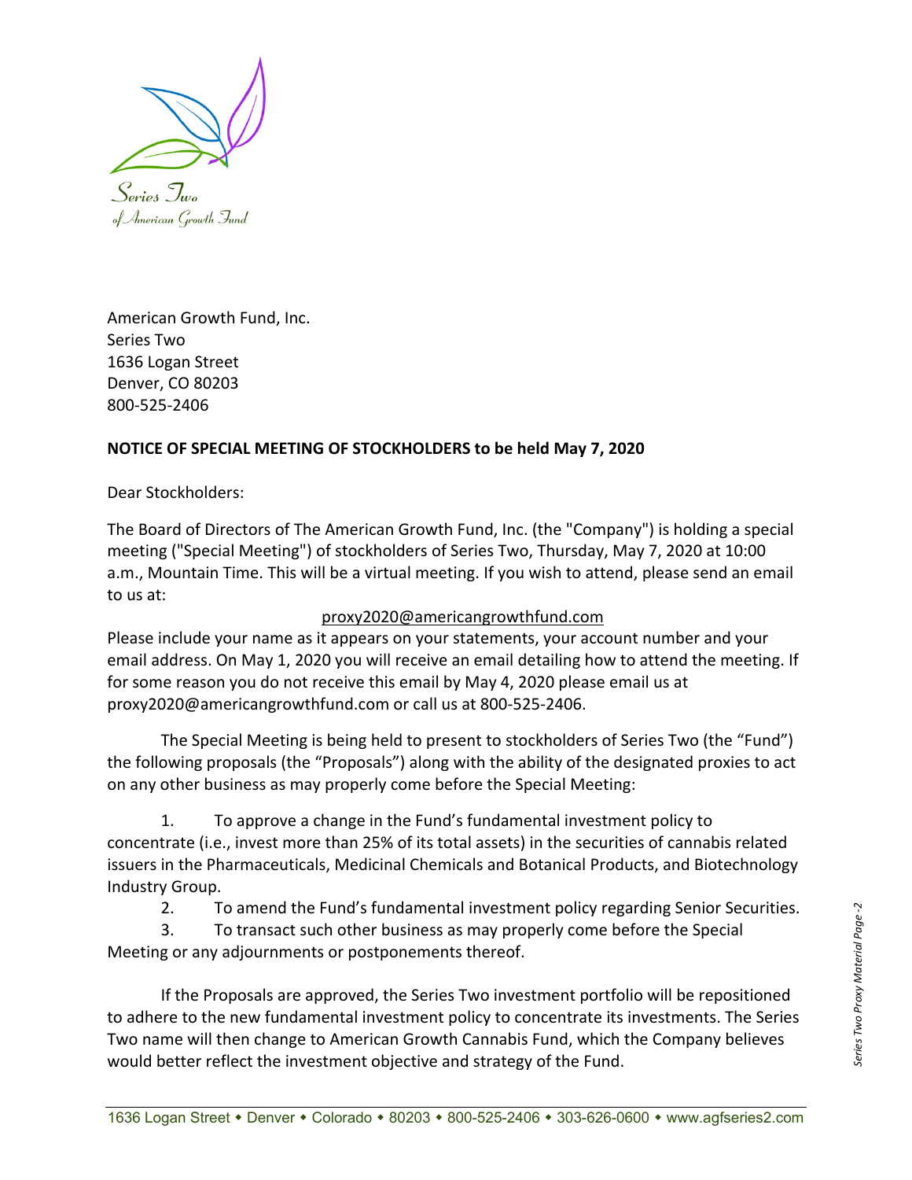Series Two
of American Growth Fund

American Growth Fund, Inc.
Series Two
1636 Logan Street
Denver, CO 80203
800-525-2406

**NOTICE OF SPECIAL MEETING OF STOCKHOLDERS to be held May 7, 2020**

Dear Stockholders:

The Board of Directors of The American Growth Fund, Inc. (the "Company") is holding a special meeting ("Special Meeting") of stockholders of Series Two, Thursday, May 7, 2020 at 10:00 a.m., Mountain Time. This will be a virtual meeting. If you wish to attend, please send an email to us at:

proxy2020@americangrowthfund.com

Please include your name as it appears on your statements, your account number and your email address. On May 1, 2020 you will receive an email detailing how to attend the meeting. If for some reason you do not receive this email by May 4, 2020 please email us at proxy2020@americangrowthfund.com or call us at 800-525-2406.

The Special Meeting is being held to present to stockholders of Series Two (the "Fund") the following proposals (the "Proposals") along with the ability of the designated proxies to act on any other business as may properly come before the Special Meeting:

1. To approve a change in the Fund's fundamental investment policy to concentrate (i.e., invest more than 25% of its total assets) in the securities of cannabis related issuers in the Pharmaceuticals, Medicinal Chemicals and Botanical Products, and Biotechnology Industry Group.
2. To amend the Fund's fundamental investment policy regarding Senior Securities.
3. To transact such other business as may properly come before the Special Meeting or any adjournments or postponements thereof.

If the Proposals are approved, the Series Two investment portfolio will be repositioned to adhere to the new fundamental investment policy to concentrate its investments. The Series Two name will then change to American Growth Cannabis Fund, which the Company believes would better reflect the investment objective and strategy of the Fund.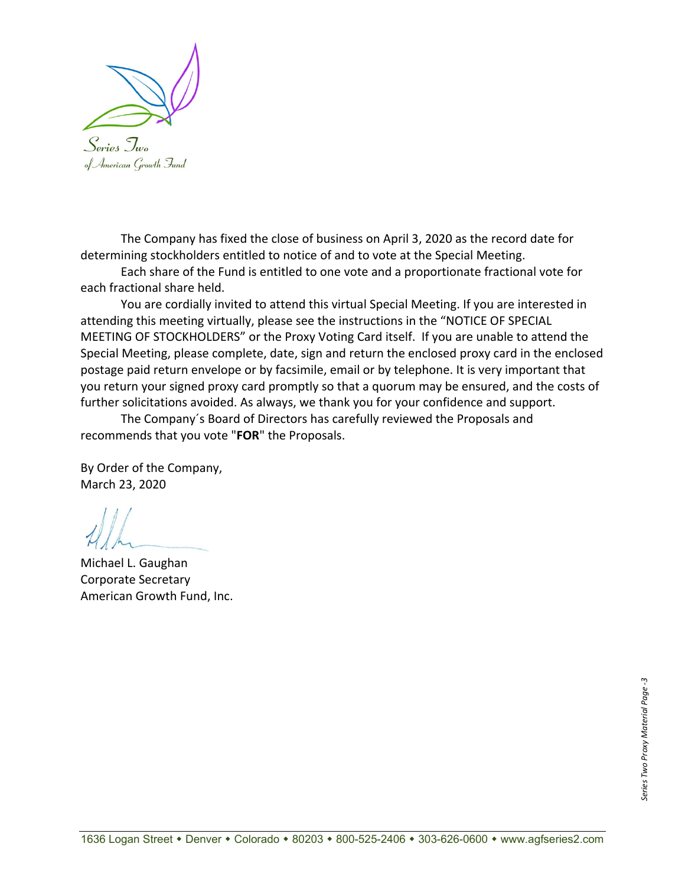The Company has fixed the close of business on April 3, 2020 as the record date for determining stockholders entitled to notice of and to vote at the Special Meeting.

Each share of the Fund is entitled to one vote and a proportionate fractional vote for each fractional share held.

You are cordially invited to attend this virtual Special Meeting. If you are interested in attending this meeting virtually, please see the instructions in the "NOTICE OF SPECIAL MEETING OF STOCKHOLDERS" or the Proxy Voting Card itself. If you are unable to attend the Special Meeting, please complete, date, sign and return the enclosed proxy card in the enclosed postage paid return envelope or by facsimile, email or by telephone. It is very important that you return your signed proxy card promptly so that a quorum may be ensured, and the costs of further solicitations avoided. As always, we thank you for your confidence and support.

The Company´s Board of Directors has carefully reviewed the Proposals and recommends that you vote "**FOR**" the Proposals.

By Order of the Company,
March 23, 2020

Michael L. Gaughan
Corporate Secretary
American Growth Fund, Inc.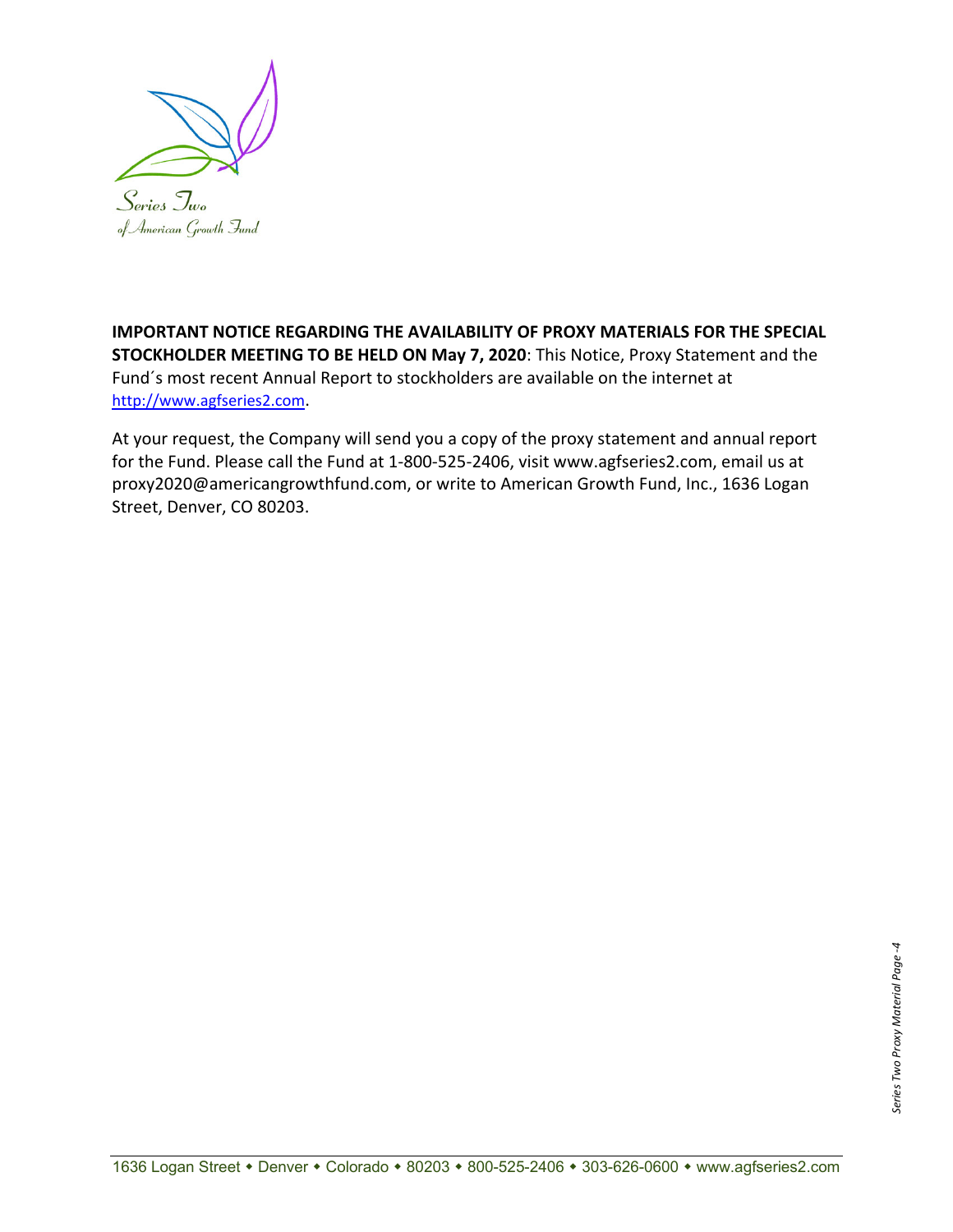**IMPORTANT NOTICE REGARDING THE AVAILABILITY OF PROXY MATERIALS FOR THE SPECIAL STOCKHOLDER MEETING TO BE HELD ON May 7, 2020**: This Notice, Proxy Statement and the Fund´s most recent Annual Report to stockholders are available on the internet at http://www.agfseries2.com.

At your request, the Company will send you a copy of the proxy statement and annual report for the Fund. Please call the Fund at 1-800-525-2406, visit www.agfseries2.com, email us at proxy2020@americangrowthfund.com, or write to American Growth Fund, Inc., 1636 Logan Street, Denver, CO 80203.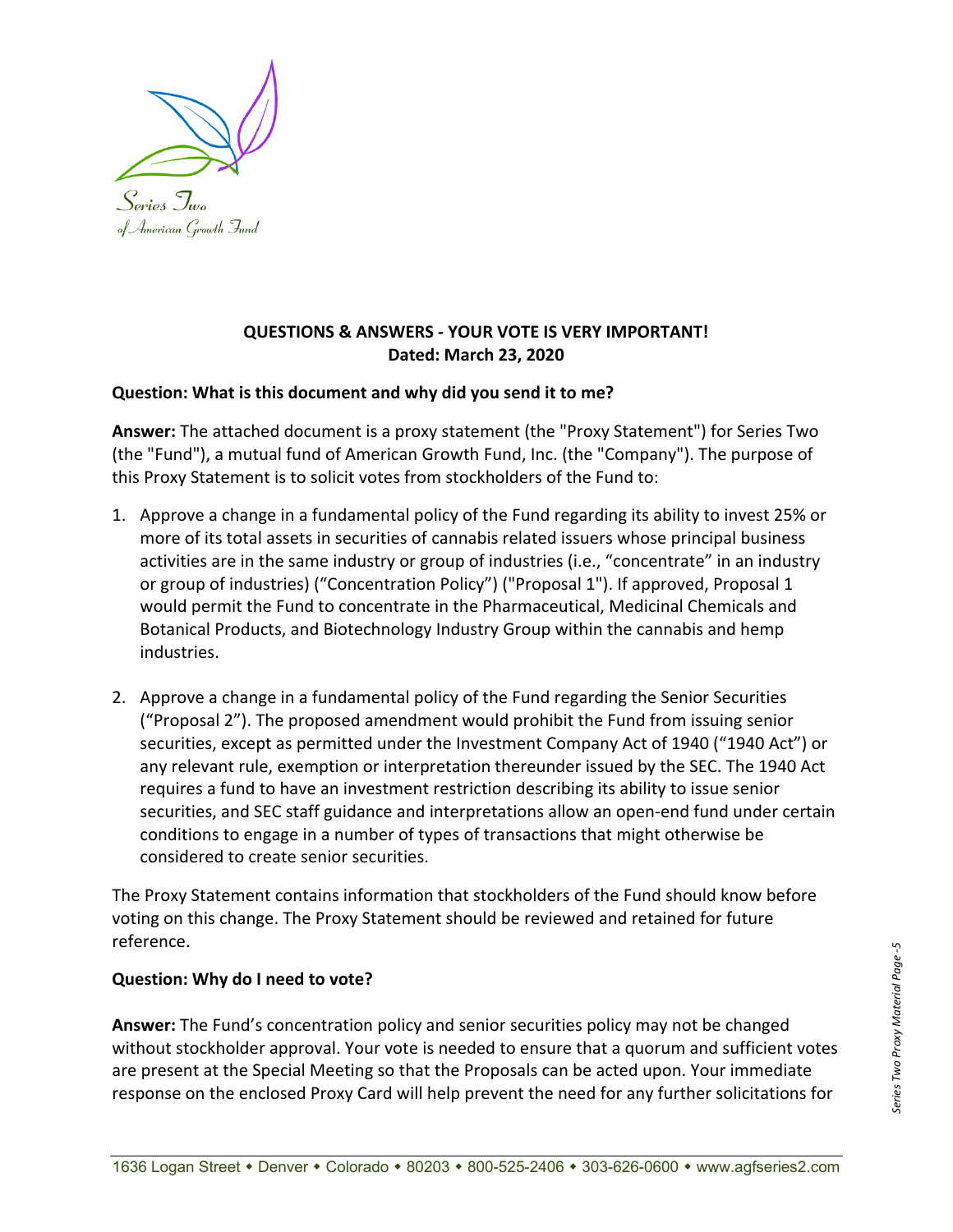Series Two
of American Growth Fund

**QUESTIONS & ANSWERS - YOUR VOTE IS VERY IMPORTANT!**
**Dated: March 23, 2020**

**Question: What is this document and why did you send it to me?**

**Answer:** The attached document is a proxy statement (the "Proxy Statement") for Series Two (the "Fund"), a mutual fund of American Growth Fund, Inc. (the "Company"). The purpose of this Proxy Statement is to solicit votes from stockholders of the Fund to:

1. Approve a change in a fundamental policy of the Fund regarding its ability to invest 25% or more of its total assets in securities of cannabis related issuers whose principal business activities are in the same industry or group of industries (i.e., "concentrate" in an industry or group of industries) ("Concentration Policy") ("Proposal 1"). If approved, Proposal 1 would permit the Fund to concentrate in the Pharmaceutical, Medicinal Chemicals and Botanical Products, and Biotechnology Industry Group within the cannabis and hemp industries.

2. Approve a change in a fundamental policy of the Fund regarding the Senior Securities ("Proposal 2"). The proposed amendment would prohibit the Fund from issuing senior securities, except as permitted under the Investment Company Act of 1940 ("1940 Act") or any relevant rule, exemption or interpretation thereunder issued by the SEC. The 1940 Act requires a fund to have an investment restriction describing its ability to issue senior securities, and SEC staff guidance and interpretations allow an open-end fund under certain conditions to engage in a number of types of transactions that might otherwise be considered to create senior securities.

The Proxy Statement contains information that stockholders of the Fund should know before voting on this change. The Proxy Statement should be reviewed and retained for future reference.

**Question: Why do I need to vote?**

**Answer:** The Fund's concentration policy and senior securities policy may not be changed without stockholder approval. Your vote is needed to ensure that a quorum and sufficient votes are present at the Special Meeting so that the Proposals can be acted upon. Your immediate response on the enclosed Proxy Card will help prevent the need for any further solicitations for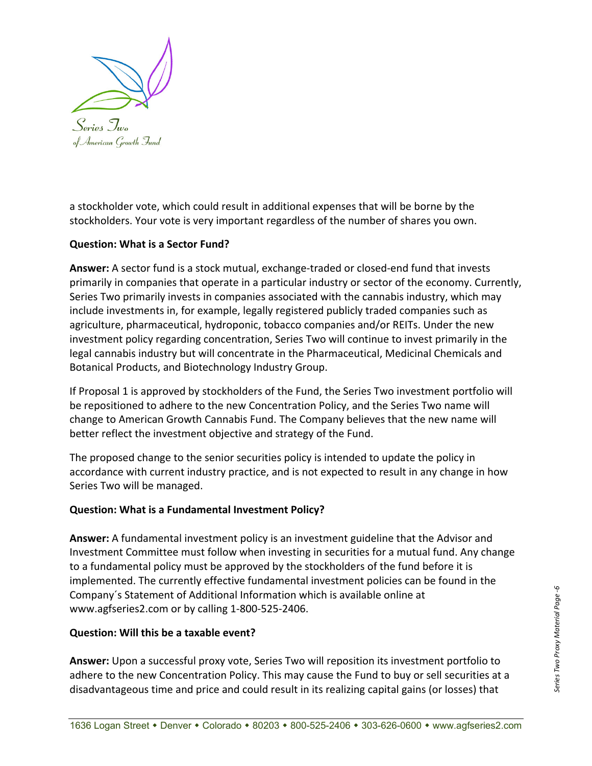a stockholder vote, which could result in additional expenses that will be borne by the stockholders. Your vote is very important regardless of the number of shares you own.

**Question: What is a Sector Fund?**

**Answer:** A sector fund is a stock mutual, exchange-traded or closed-end fund that invests primarily in companies that operate in a particular industry or sector of the economy. Currently, Series Two primarily invests in companies associated with the cannabis industry, which may include investments in, for example, legally registered publicly traded companies such as agriculture, pharmaceutical, hydroponic, tobacco companies and/or REITs. Under the new investment policy regarding concentration, Series Two will continue to invest primarily in the legal cannabis industry but will concentrate in the Pharmaceutical, Medicinal Chemicals and Botanical Products, and Biotechnology Industry Group.

If Proposal 1 is approved by stockholders of the Fund, the Series Two investment portfolio will be repositioned to adhere to the new Concentration Policy, and the Series Two name will change to American Growth Cannabis Fund. The Company believes that the new name will better reflect the investment objective and strategy of the Fund.

The proposed change to the senior securities policy is intended to update the policy in accordance with current industry practice, and is not expected to result in any change in how Series Two will be managed.

**Question: What is a Fundamental Investment Policy?**

**Answer:** A fundamental investment policy is an investment guideline that the Advisor and Investment Committee must follow when investing in securities for a mutual fund. Any change to a fundamental policy must be approved by the stockholders of the fund before it is implemented. The currently effective fundamental investment policies can be found in the Company´s Statement of Additional Information which is available online at www.agfseries2.com or by calling 1-800-525-2406.

**Question: Will this be a taxable event?**

**Answer:** Upon a successful proxy vote, Series Two will reposition its investment portfolio to adhere to the new Concentration Policy. This may cause the Fund to buy or sell securities at a disadvantageous time and price and could result in its realizing capital gains (or losses) that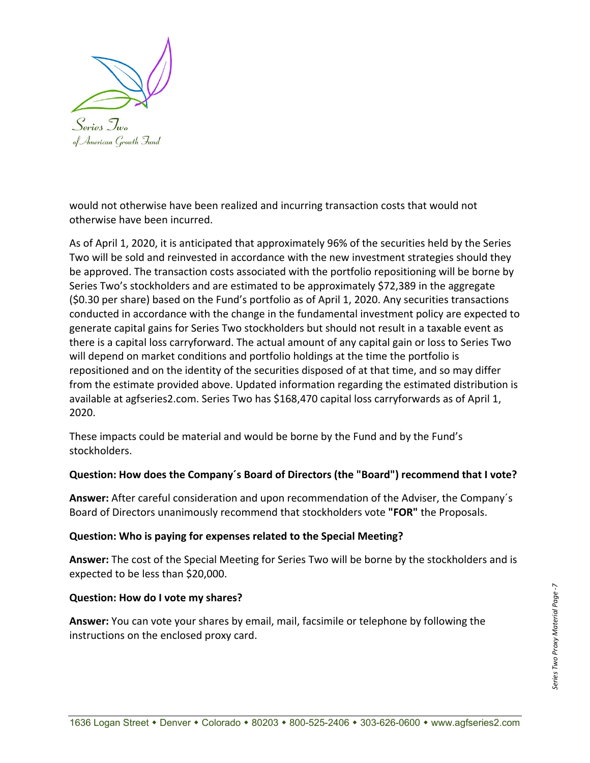would not otherwise have been realized and incurring transaction costs that would not otherwise have been incurred.

As of April 1, 2020, it is anticipated that approximately 96% of the securities held by the Series Two will be sold and reinvested in accordance with the new investment strategies should they be approved. The transaction costs associated with the portfolio repositioning will be borne by Series Two's stockholders and are estimated to be approximately $72,389 in the aggregate ($0.30 per share) based on the Fund's portfolio as of April 1, 2020. Any securities transactions conducted in accordance with the change in the fundamental investment policy are expected to generate capital gains for Series Two stockholders but should not result in a taxable event as there is a capital loss carryforward. The actual amount of any capital gain or loss to Series Two will depend on market conditions and portfolio holdings at the time the portfolio is repositioned and on the identity of the securities disposed of at that time, and so may differ from the estimate provided above. Updated information regarding the estimated distribution is available at agfseries2.com. Series Two has $168,470 capital loss carryforwards as of April 1, 2020.

These impacts could be material and would be borne by the Fund and by the Fund's stockholders.

**Question: How does the Company´s Board of Directors (the "Board") recommend that I vote?**

**Answer:** After careful consideration and upon recommendation of the Adviser, the Company´s Board of Directors unanimously recommend that stockholders vote **"FOR"** the Proposals.

**Question: Who is paying for expenses related to the Special Meeting?**

**Answer:** The cost of the Special Meeting for Series Two will be borne by the stockholders and is expected to be less than $20,000.

**Question: How do I vote my shares?**

**Answer:** You can vote your shares by email, mail, facsimile or telephone by following the instructions on the enclosed proxy card.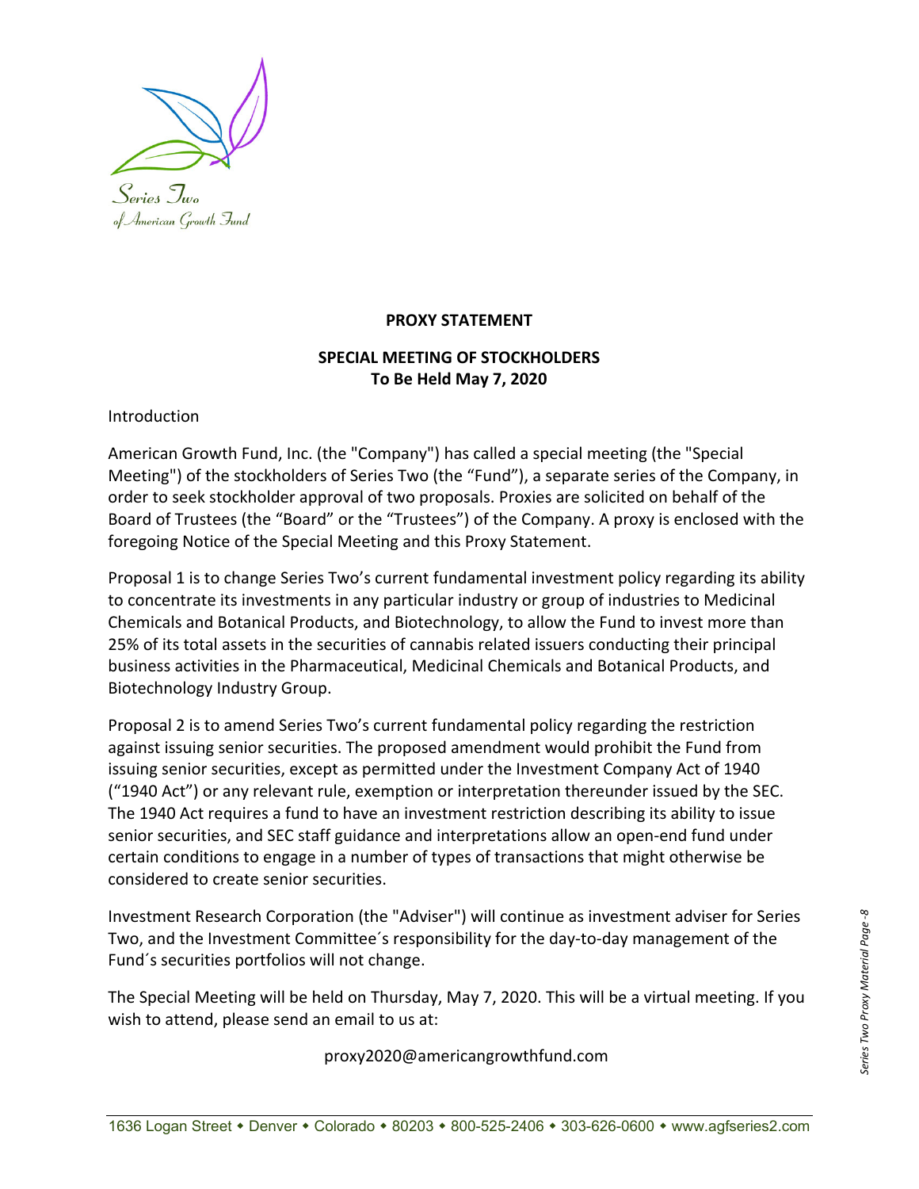**PROXY STATEMENT**

**SPECIAL MEETING OF STOCKHOLDERS**
**To Be Held May 7, 2020**

Introduction

American Growth Fund, Inc. (the "Company") has called a special meeting (the "Special Meeting") of the stockholders of Series Two (the "Fund"), a separate series of the Company, in order to seek stockholder approval of two proposals. Proxies are solicited on behalf of the Board of Trustees (the "Board" or the "Trustees") of the Company. A proxy is enclosed with the foregoing Notice of the Special Meeting and this Proxy Statement.

Proposal 1 is to change Series Two's current fundamental investment policy regarding its ability to concentrate its investments in any particular industry or group of industries to Medicinal Chemicals and Botanical Products, and Biotechnology, to allow the Fund to invest more than 25% of its total assets in the securities of cannabis related issuers conducting their principal business activities in the Pharmaceutical, Medicinal Chemicals and Botanical Products, and Biotechnology Industry Group.

Proposal 2 is to amend Series Two's current fundamental policy regarding the restriction against issuing senior securities. The proposed amendment would prohibit the Fund from issuing senior securities, except as permitted under the Investment Company Act of 1940 ("1940 Act") or any relevant rule, exemption or interpretation thereunder issued by the SEC. The 1940 Act requires a fund to have an investment restriction describing its ability to issue senior securities, and SEC staff guidance and interpretations allow an open-end fund under certain conditions to engage in a number of types of transactions that might otherwise be considered to create senior securities.

Investment Research Corporation (the "Adviser") will continue as investment adviser for Series Two, and the Investment Committee´s responsibility for the day-to-day management of the Fund´s securities portfolios will not change.

The Special Meeting will be held on Thursday, May 7, 2020. This will be a virtual meeting. If you wish to attend, please send an email to us at:

proxy2020@americangrowthfund.com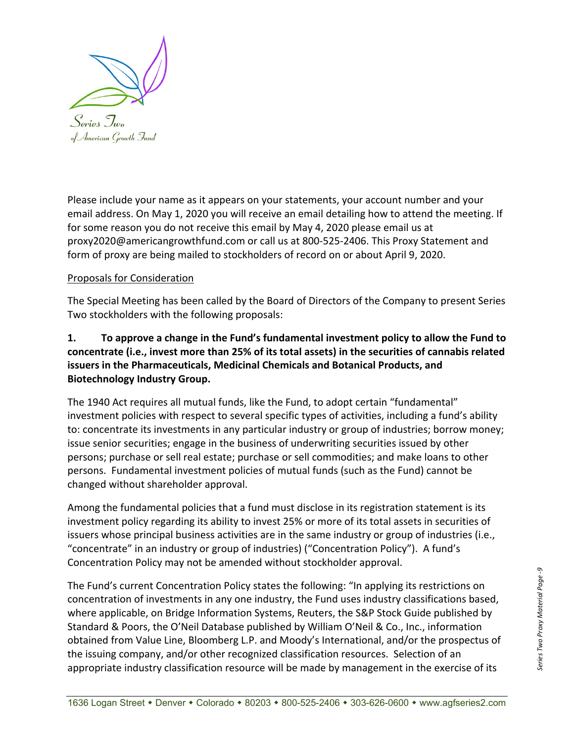Please include your name as it appears on your statements, your account number and your email address. On May 1, 2020 you will receive an email detailing how to attend the meeting. If for some reason you do not receive this email by May 4, 2020 please email us at proxy2020@americangrowthfund.com or call us at 800-525-2406. This Proxy Statement and form of proxy are being mailed to stockholders of record on or about April 9, 2020.

Proposals for Consideration

The Special Meeting has been called by the Board of Directors of the Company to present Series Two stockholders with the following proposals:

**1. To approve a change in the Fund's fundamental investment policy to allow the Fund to concentrate (i.e., invest more than 25% of its total assets) in the securities of cannabis related issuers in the Pharmaceuticals, Medicinal Chemicals and Botanical Products, and Biotechnology Industry Group.**

The 1940 Act requires all mutual funds, like the Fund, to adopt certain "fundamental" investment policies with respect to several specific types of activities, including a fund's ability to: concentrate its investments in any particular industry or group of industries; borrow money; issue senior securities; engage in the business of underwriting securities issued by other persons; purchase or sell real estate; purchase or sell commodities; and make loans to other persons. Fundamental investment policies of mutual funds (such as the Fund) cannot be changed without shareholder approval.

Among the fundamental policies that a fund must disclose in its registration statement is its investment policy regarding its ability to invest 25% or more of its total assets in securities of issuers whose principal business activities are in the same industry or group of industries (i.e., "concentrate" in an industry or group of industries) ("Concentration Policy"). A fund's Concentration Policy may not be amended without stockholder approval.

The Fund's current Concentration Policy states the following: "In applying its restrictions on concentration of investments in any one industry, the Fund uses industry classifications based, where applicable, on Bridge Information Systems, Reuters, the S&P Stock Guide published by Standard & Poors, the O'Neil Database published by William O'Neil & Co., Inc., information obtained from Value Line, Bloomberg L.P. and Moody's International, and/or the prospectus of the issuing company, and/or other recognized classification resources. Selection of an appropriate industry classification resource will be made by management in the exercise of its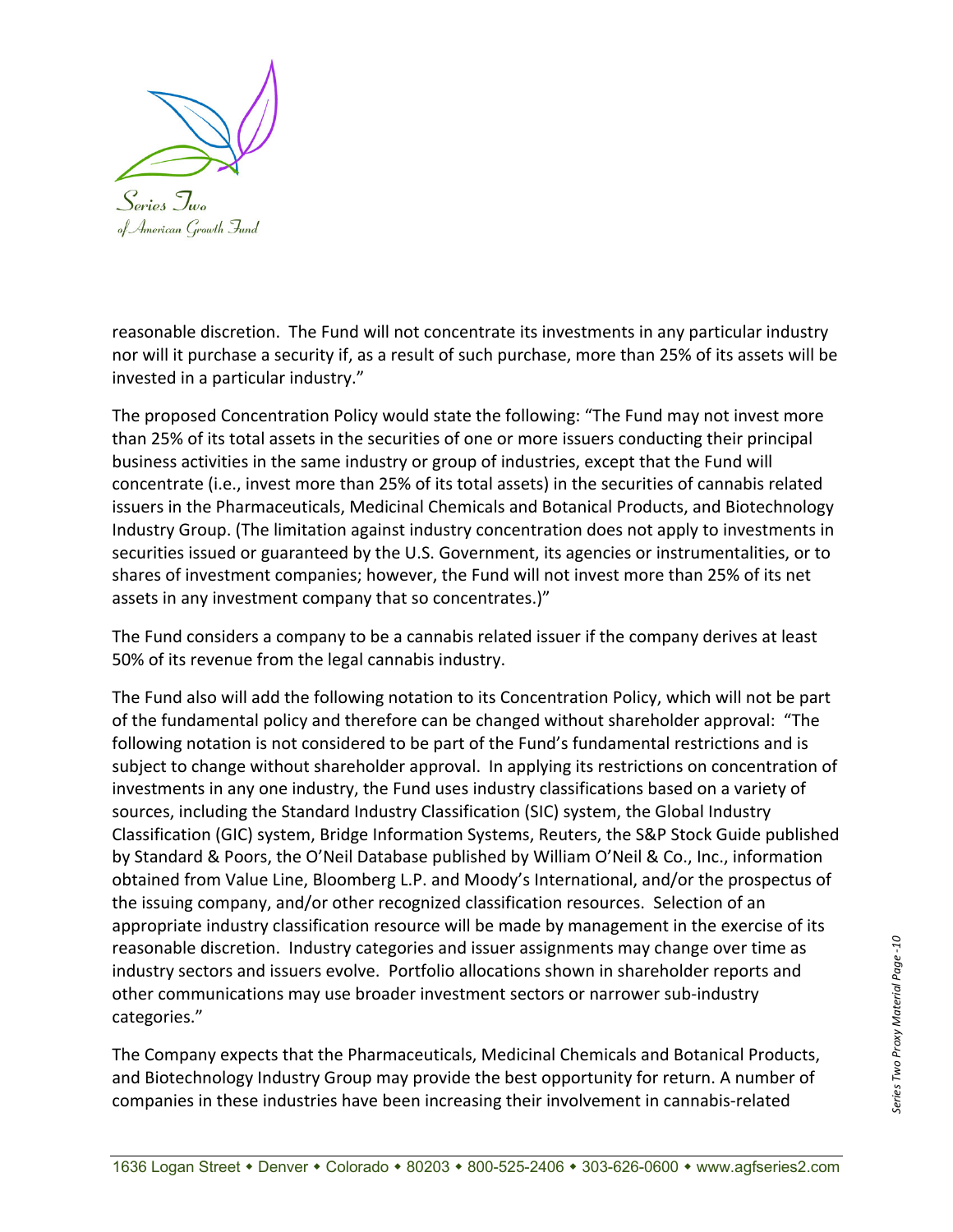reasonable discretion. The Fund will not concentrate its investments in any particular industry nor will it purchase a security if, as a result of such purchase, more than 25% of its assets will be invested in a particular industry."

The proposed Concentration Policy would state the following: "The Fund may not invest more than 25% of its total assets in the securities of one or more issuers conducting their principal business activities in the same industry or group of industries, except that the Fund will concentrate (i.e., invest more than 25% of its total assets) in the securities of cannabis related issuers in the Pharmaceuticals, Medicinal Chemicals and Botanical Products, and Biotechnology Industry Group. (The limitation against industry concentration does not apply to investments in securities issued or guaranteed by the U.S. Government, its agencies or instrumentalities, or to shares of investment companies; however, the Fund will not invest more than 25% of its net assets in any investment company that so concentrates.)"

The Fund considers a company to be a cannabis related issuer if the company derives at least 50% of its revenue from the legal cannabis industry.

The Fund also will add the following notation to its Concentration Policy, which will not be part of the fundamental policy and therefore can be changed without shareholder approval: "The following notation is not considered to be part of the Fund's fundamental restrictions and is subject to change without shareholder approval. In applying its restrictions on concentration of investments in any one industry, the Fund uses industry classifications based on a variety of sources, including the Standard Industry Classification (SIC) system, the Global Industry Classification (GIC) system, Bridge Information Systems, Reuters, the S&P Stock Guide published by Standard & Poors, the O'Neil Database published by William O'Neil & Co., Inc., information obtained from Value Line, Bloomberg L.P. and Moody's International, and/or the prospectus of the issuing company, and/or other recognized classification resources. Selection of an appropriate industry classification resource will be made by management in the exercise of its reasonable discretion. Industry categories and issuer assignments may change over time as industry sectors and issuers evolve. Portfolio allocations shown in shareholder reports and other communications may use broader investment sectors or narrower sub-industry categories."

The Company expects that the Pharmaceuticals, Medicinal Chemicals and Botanical Products, and Biotechnology Industry Group may provide the best opportunity for return. A number of companies in these industries have been increasing their involvement in cannabis-related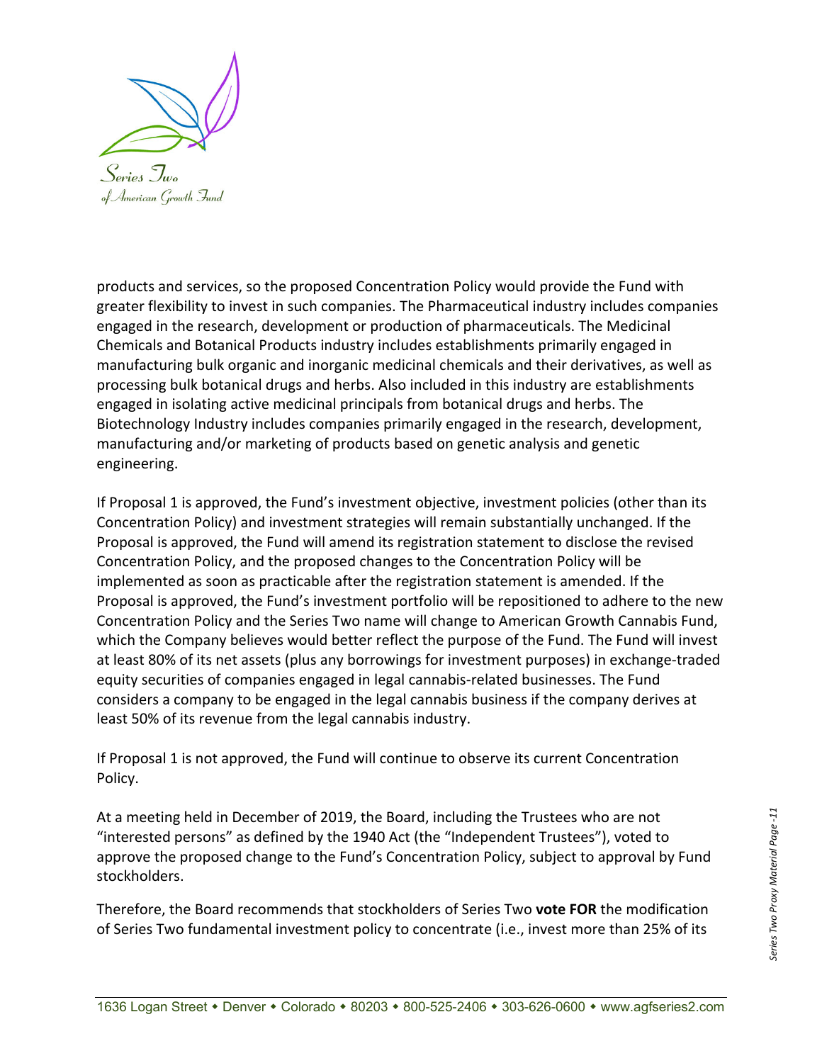products and services, so the proposed Concentration Policy would provide the Fund with greater flexibility to invest in such companies. The Pharmaceutical industry includes companies engaged in the research, development or production of pharmaceuticals. The Medicinal Chemicals and Botanical Products industry includes establishments primarily engaged in manufacturing bulk organic and inorganic medicinal chemicals and their derivatives, as well as processing bulk botanical drugs and herbs. Also included in this industry are establishments engaged in isolating active medicinal principals from botanical drugs and herbs. The Biotechnology Industry includes companies primarily engaged in the research, development, manufacturing and/or marketing of products based on genetic analysis and genetic engineering.

If Proposal 1 is approved, the Fund's investment objective, investment policies (other than its Concentration Policy) and investment strategies will remain substantially unchanged. If the Proposal is approved, the Fund will amend its registration statement to disclose the revised Concentration Policy, and the proposed changes to the Concentration Policy will be implemented as soon as practicable after the registration statement is amended. If the Proposal is approved, the Fund's investment portfolio will be repositioned to adhere to the new Concentration Policy and the Series Two name will change to American Growth Cannabis Fund, which the Company believes would better reflect the purpose of the Fund. The Fund will invest at least 80% of its net assets (plus any borrowings for investment purposes) in exchange-traded equity securities of companies engaged in legal cannabis-related businesses. The Fund considers a company to be engaged in the legal cannabis business if the company derives at least 50% of its revenue from the legal cannabis industry.

If Proposal 1 is not approved, the Fund will continue to observe its current Concentration Policy.

At a meeting held in December of 2019, the Board, including the Trustees who are not "interested persons" as defined by the 1940 Act (the "Independent Trustees"), voted to approve the proposed change to the Fund's Concentration Policy, subject to approval by Fund stockholders.

Therefore, the Board recommends that stockholders of Series Two **vote FOR** the modification of Series Two fundamental investment policy to concentrate (i.e., invest more than 25% of its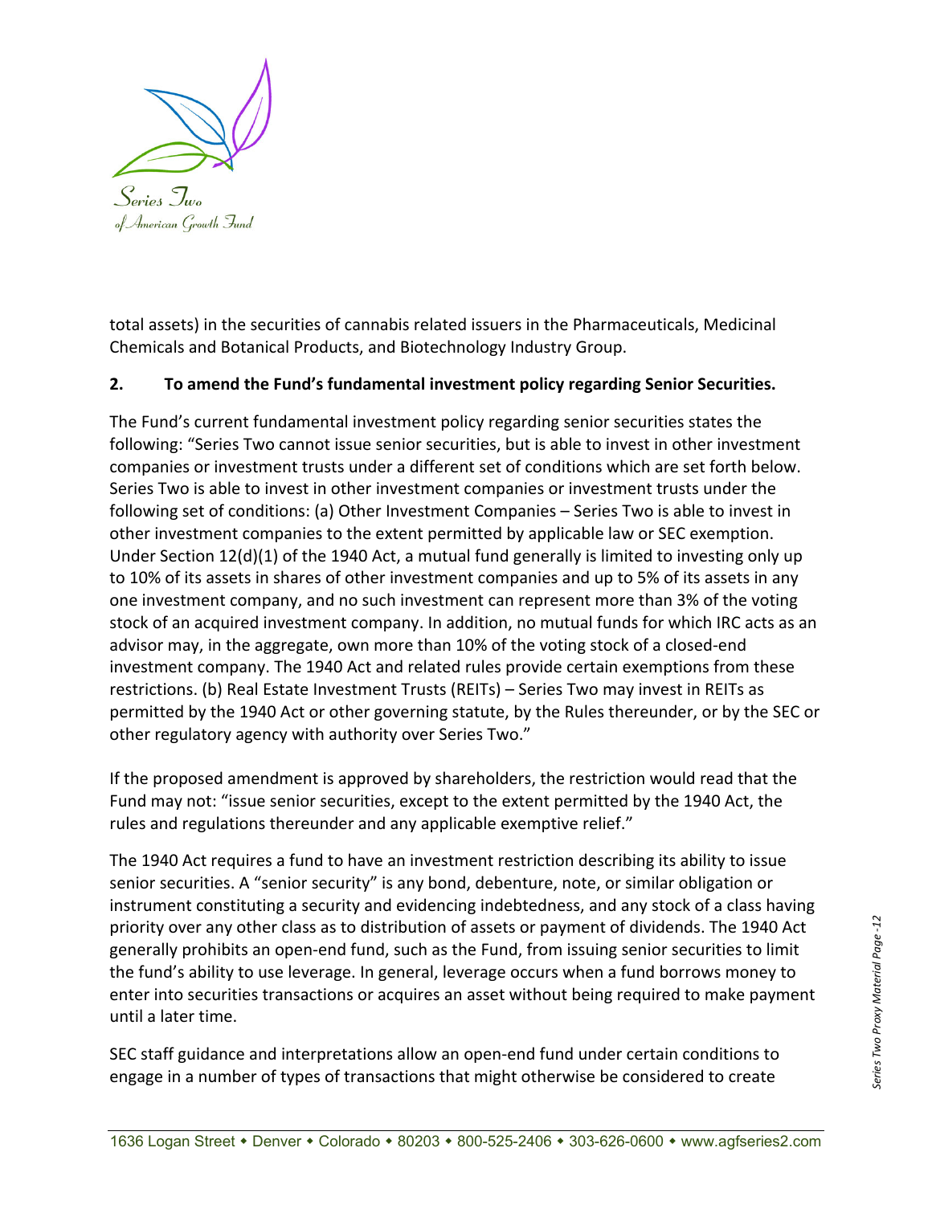total assets) in the securities of cannabis related issuers in the Pharmaceuticals, Medicinal Chemicals and Botanical Products, and Biotechnology Industry Group.

**2. To amend the Fund's fundamental investment policy regarding Senior Securities.**

The Fund's current fundamental investment policy regarding senior securities states the following: "Series Two cannot issue senior securities, but is able to invest in other investment companies or investment trusts under a different set of conditions which are set forth below. Series Two is able to invest in other investment companies or investment trusts under the following set of conditions: (a) Other Investment Companies – Series Two is able to invest in other investment companies to the extent permitted by applicable law or SEC exemption. Under Section 12(d)(1) of the 1940 Act, a mutual fund generally is limited to investing only up to 10% of its assets in shares of other investment companies and up to 5% of its assets in any one investment company, and no such investment can represent more than 3% of the voting stock of an acquired investment company. In addition, no mutual funds for which IRC acts as an advisor may, in the aggregate, own more than 10% of the voting stock of a closed-end investment company. The 1940 Act and related rules provide certain exemptions from these restrictions. (b) Real Estate Investment Trusts (REITs) – Series Two may invest in REITs as permitted by the 1940 Act or other governing statute, by the Rules thereunder, or by the SEC or other regulatory agency with authority over Series Two."

If the proposed amendment is approved by shareholders, the restriction would read that the Fund may not: "issue senior securities, except to the extent permitted by the 1940 Act, the rules and regulations thereunder and any applicable exemptive relief."

The 1940 Act requires a fund to have an investment restriction describing its ability to issue senior securities. A "senior security" is any bond, debenture, note, or similar obligation or instrument constituting a security and evidencing indebtedness, and any stock of a class having priority over any other class as to distribution of assets or payment of dividends. The 1940 Act generally prohibits an open-end fund, such as the Fund, from issuing senior securities to limit the fund's ability to use leverage. In general, leverage occurs when a fund borrows money to enter into securities transactions or acquires an asset without being required to make payment until a later time.

SEC staff guidance and interpretations allow an open-end fund under certain conditions to engage in a number of types of transactions that might otherwise be considered to create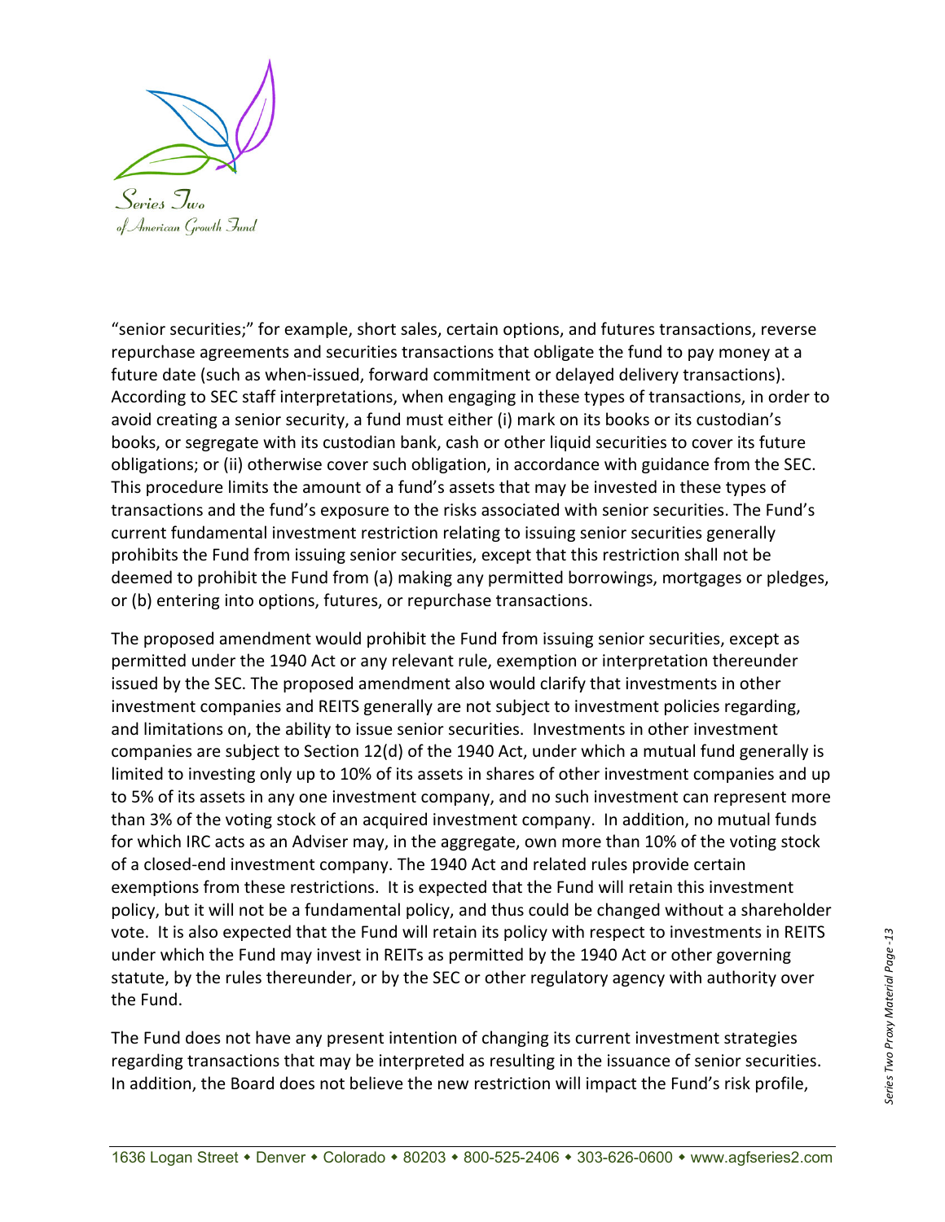"senior securities;" for example, short sales, certain options, and futures transactions, reverse repurchase agreements and securities transactions that obligate the fund to pay money at a future date (such as when-issued, forward commitment or delayed delivery transactions). According to SEC staff interpretations, when engaging in these types of transactions, in order to avoid creating a senior security, a fund must either (i) mark on its books or its custodian's books, or segregate with its custodian bank, cash or other liquid securities to cover its future obligations; or (ii) otherwise cover such obligation, in accordance with guidance from the SEC. This procedure limits the amount of a fund's assets that may be invested in these types of transactions and the fund's exposure to the risks associated with senior securities. The Fund's current fundamental investment restriction relating to issuing senior securities generally prohibits the Fund from issuing senior securities, except that this restriction shall not be deemed to prohibit the Fund from (a) making any permitted borrowings, mortgages or pledges, or (b) entering into options, futures, or repurchase transactions.

The proposed amendment would prohibit the Fund from issuing senior securities, except as permitted under the 1940 Act or any relevant rule, exemption or interpretation thereunder issued by the SEC. The proposed amendment also would clarify that investments in other investment companies and REITS generally are not subject to investment policies regarding, and limitations on, the ability to issue senior securities. Investments in other investment companies are subject to Section 12(d) of the 1940 Act, under which a mutual fund generally is limited to investing only up to 10% of its assets in shares of other investment companies and up to 5% of its assets in any one investment company, and no such investment can represent more than 3% of the voting stock of an acquired investment company. In addition, no mutual funds for which IRC acts as an Adviser may, in the aggregate, own more than 10% of the voting stock of a closed-end investment company. The 1940 Act and related rules provide certain exemptions from these restrictions. It is expected that the Fund will retain this investment policy, but it will not be a fundamental policy, and thus could be changed without a shareholder vote. It is also expected that the Fund will retain its policy with respect to investments in REITS under which the Fund may invest in REITs as permitted by the 1940 Act or other governing statute, by the rules thereunder, or by the SEC or other regulatory agency with authority over the Fund.

The Fund does not have any present intention of changing its current investment strategies regarding transactions that may be interpreted as resulting in the issuance of senior securities. In addition, the Board does not believe the new restriction will impact the Fund's risk profile,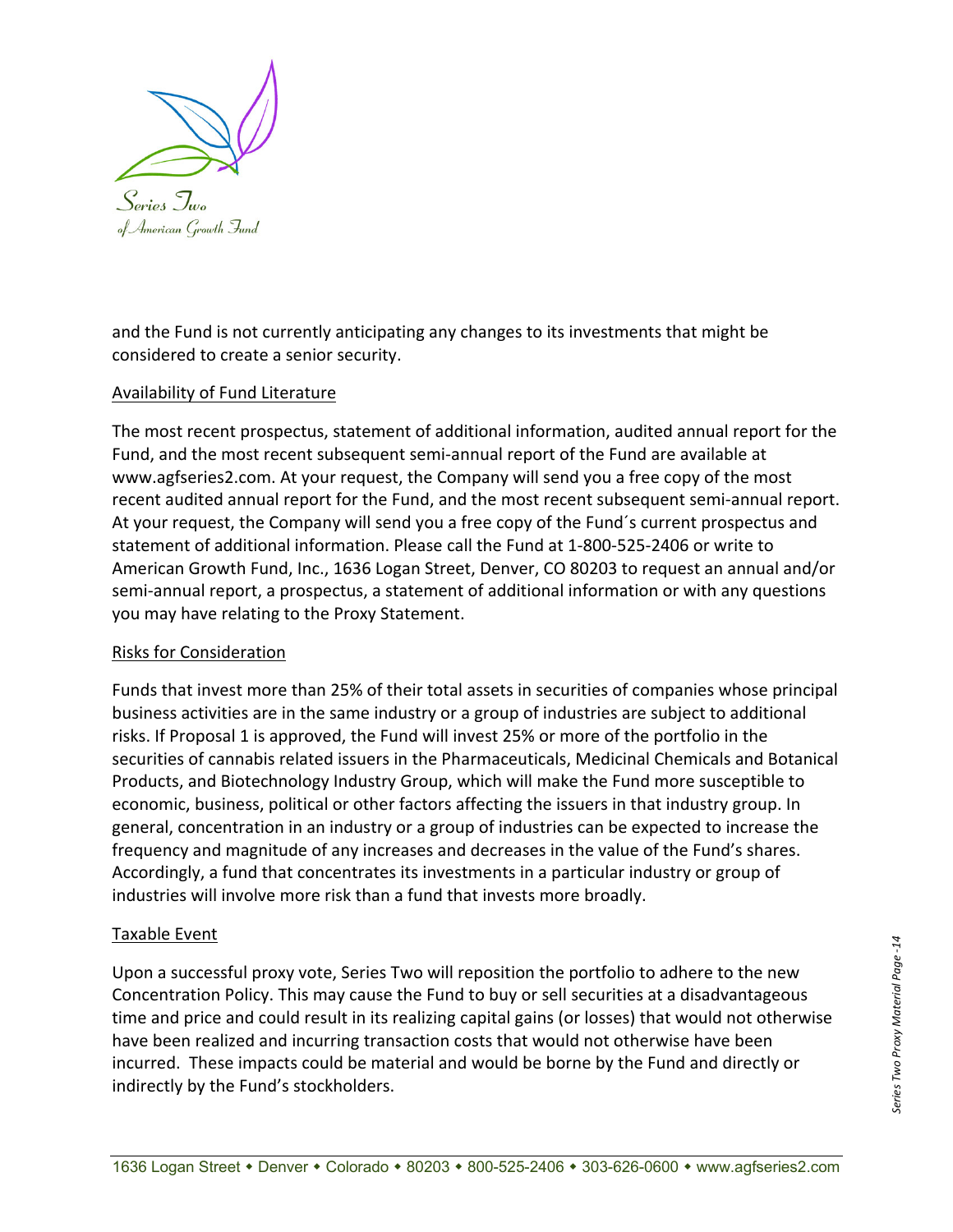and the Fund is not currently anticipating any changes to its investments that might be considered to create a senior security.

## Availability of Fund Literature

The most recent prospectus, statement of additional information, audited annual report for the Fund, and the most recent subsequent semi-annual report of the Fund are available at www.agfseries2.com. At your request, the Company will send you a free copy of the most recent audited annual report for the Fund, and the most recent subsequent semi-annual report. At your request, the Company will send you a free copy of the Fund´s current prospectus and statement of additional information. Please call the Fund at 1-800-525-2406 or write to American Growth Fund, Inc., 1636 Logan Street, Denver, CO 80203 to request an annual and/or semi-annual report, a prospectus, a statement of additional information or with any questions you may have relating to the Proxy Statement.

## Risks for Consideration

Funds that invest more than 25% of their total assets in securities of companies whose principal business activities are in the same industry or a group of industries are subject to additional risks. If Proposal 1 is approved, the Fund will invest 25% or more of the portfolio in the securities of cannabis related issuers in the Pharmaceuticals, Medicinal Chemicals and Botanical Products, and Biotechnology Industry Group, which will make the Fund more susceptible to economic, business, political or other factors affecting the issuers in that industry group. In general, concentration in an industry or a group of industries can be expected to increase the frequency and magnitude of any increases and decreases in the value of the Fund's shares. Accordingly, a fund that concentrates its investments in a particular industry or group of industries will involve more risk than a fund that invests more broadly.

## Taxable Event

Upon a successful proxy vote, Series Two will reposition the portfolio to adhere to the new Concentration Policy. This may cause the Fund to buy or sell securities at a disadvantageous time and price and could result in its realizing capital gains (or losses) that would not otherwise have been realized and incurring transaction costs that would not otherwise have been incurred. These impacts could be material and would be borne by the Fund and directly or indirectly by the Fund's stockholders.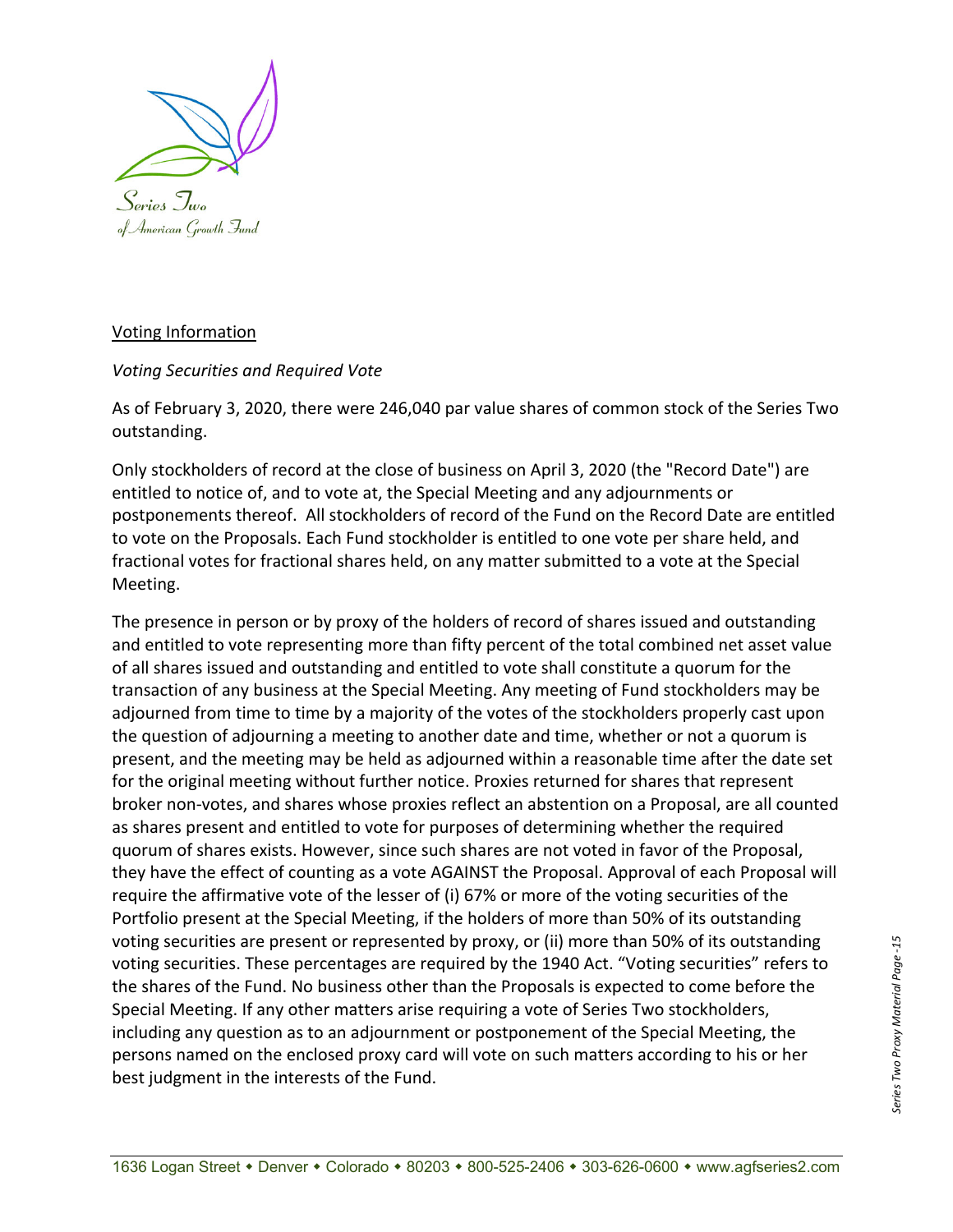Voting Information

*Voting Securities and Required Vote*

As of February 3, 2020, there were 246,040 par value shares of common stock of the Series Two outstanding.

Only stockholders of record at the close of business on April 3, 2020 (the "Record Date") are entitled to notice of, and to vote at, the Special Meeting and any adjournments or postponements thereof. All stockholders of record of the Fund on the Record Date are entitled to vote on the Proposals. Each Fund stockholder is entitled to one vote per share held, and fractional votes for fractional shares held, on any matter submitted to a vote at the Special Meeting.

The presence in person or by proxy of the holders of record of shares issued and outstanding and entitled to vote representing more than fifty percent of the total combined net asset value of all shares issued and outstanding and entitled to vote shall constitute a quorum for the transaction of any business at the Special Meeting. Any meeting of Fund stockholders may be adjourned from time to time by a majority of the votes of the stockholders properly cast upon the question of adjourning a meeting to another date and time, whether or not a quorum is present, and the meeting may be held as adjourned within a reasonable time after the date set for the original meeting without further notice. Proxies returned for shares that represent broker non-votes, and shares whose proxies reflect an abstention on a Proposal, are all counted as shares present and entitled to vote for purposes of determining whether the required quorum of shares exists. However, since such shares are not voted in favor of the Proposal, they have the effect of counting as a vote AGAINST the Proposal. Approval of each Proposal will require the affirmative vote of the lesser of (i) 67% or more of the voting securities of the Portfolio present at the Special Meeting, if the holders of more than 50% of its outstanding voting securities are present or represented by proxy, or (ii) more than 50% of its outstanding voting securities. These percentages are required by the 1940 Act. "Voting securities" refers to the shares of the Fund. No business other than the Proposals is expected to come before the Special Meeting. If any other matters arise requiring a vote of Series Two stockholders, including any question as to an adjournment or postponement of the Special Meeting, the persons named on the enclosed proxy card will vote on such matters according to his or her best judgment in the interests of the Fund.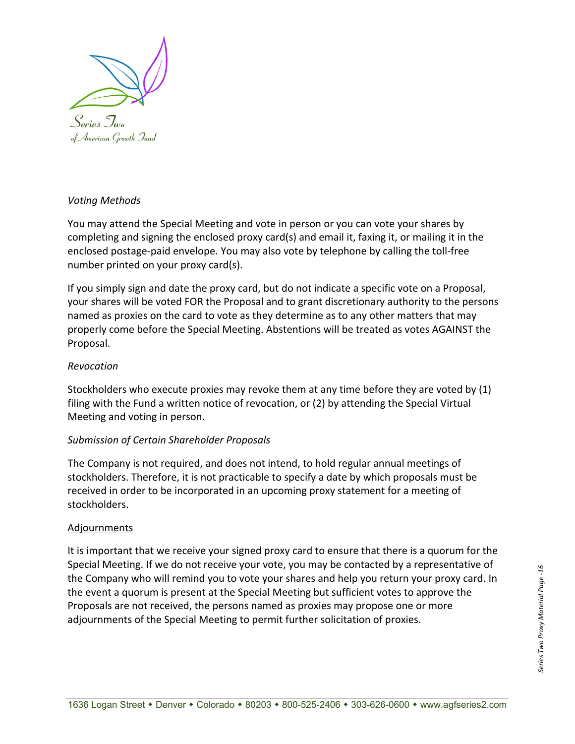*Voting Methods*

You may attend the Special Meeting and vote in person or you can vote your shares by completing and signing the enclosed proxy card(s) and email it, faxing it, or mailing it in the enclosed postage-paid envelope. You may also vote by telephone by calling the toll-free number printed on your proxy card(s).

If you simply sign and date the proxy card, but do not indicate a specific vote on a Proposal, your shares will be voted FOR the Proposal and to grant discretionary authority to the persons named as proxies on the card to vote as they determine as to any other matters that may properly come before the Special Meeting. Abstentions will be treated as votes AGAINST the Proposal.

*Revocation*

Stockholders who execute proxies may revoke them at any time before they are voted by (1) filing with the Fund a written notice of revocation, or (2) by attending the Special Virtual Meeting and voting in person.

*Submission of Certain Shareholder Proposals*

The Company is not required, and does not intend, to hold regular annual meetings of stockholders. Therefore, it is not practicable to specify a date by which proposals must be received in order to be incorporated in an upcoming proxy statement for a meeting of stockholders.

<u>Adjournments</u>

It is important that we receive your signed proxy card to ensure that there is a quorum for the Special Meeting. If we do not receive your vote, you may be contacted by a representative of the Company who will remind you to vote your shares and help you return your proxy card. In the event a quorum is present at the Special Meeting but sufficient votes to approve the Proposals are not received, the persons named as proxies may propose one or more adjournments of the Special Meeting to permit further solicitation of proxies.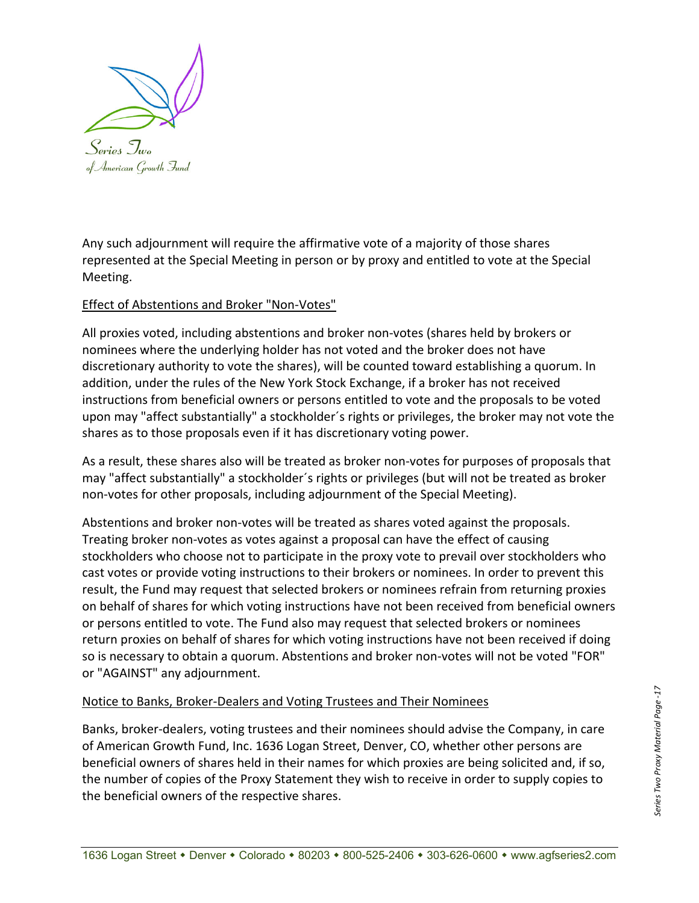Any such adjournment will require the affirmative vote of a majority of those shares represented at the Special Meeting in person or by proxy and entitled to vote at the Special Meeting.

## Effect of Abstentions and Broker "Non-Votes"

All proxies voted, including abstentions and broker non-votes (shares held by brokers or nominees where the underlying holder has not voted and the broker does not have discretionary authority to vote the shares), will be counted toward establishing a quorum. In addition, under the rules of the New York Stock Exchange, if a broker has not received instructions from beneficial owners or persons entitled to vote and the proposals to be voted upon may "affect substantially" a stockholder´s rights or privileges, the broker may not vote the shares as to those proposals even if it has discretionary voting power.

As a result, these shares also will be treated as broker non-votes for purposes of proposals that may "affect substantially" a stockholder´s rights or privileges (but will not be treated as broker non-votes for other proposals, including adjournment of the Special Meeting).

Abstentions and broker non-votes will be treated as shares voted against the proposals. Treating broker non-votes as votes against a proposal can have the effect of causing stockholders who choose not to participate in the proxy vote to prevail over stockholders who cast votes or provide voting instructions to their brokers or nominees. In order to prevent this result, the Fund may request that selected brokers or nominees refrain from returning proxies on behalf of shares for which voting instructions have not been received from beneficial owners or persons entitled to vote. The Fund also may request that selected brokers or nominees return proxies on behalf of shares for which voting instructions have not been received if doing so is necessary to obtain a quorum. Abstentions and broker non-votes will not be voted "FOR" or "AGAINST" any adjournment.

## Notice to Banks, Broker-Dealers and Voting Trustees and Their Nominees

Banks, broker-dealers, voting trustees and their nominees should advise the Company, in care of American Growth Fund, Inc. 1636 Logan Street, Denver, CO, whether other persons are beneficial owners of shares held in their names for which proxies are being solicited and, if so, the number of copies of the Proxy Statement they wish to receive in order to supply copies to the beneficial owners of the respective shares.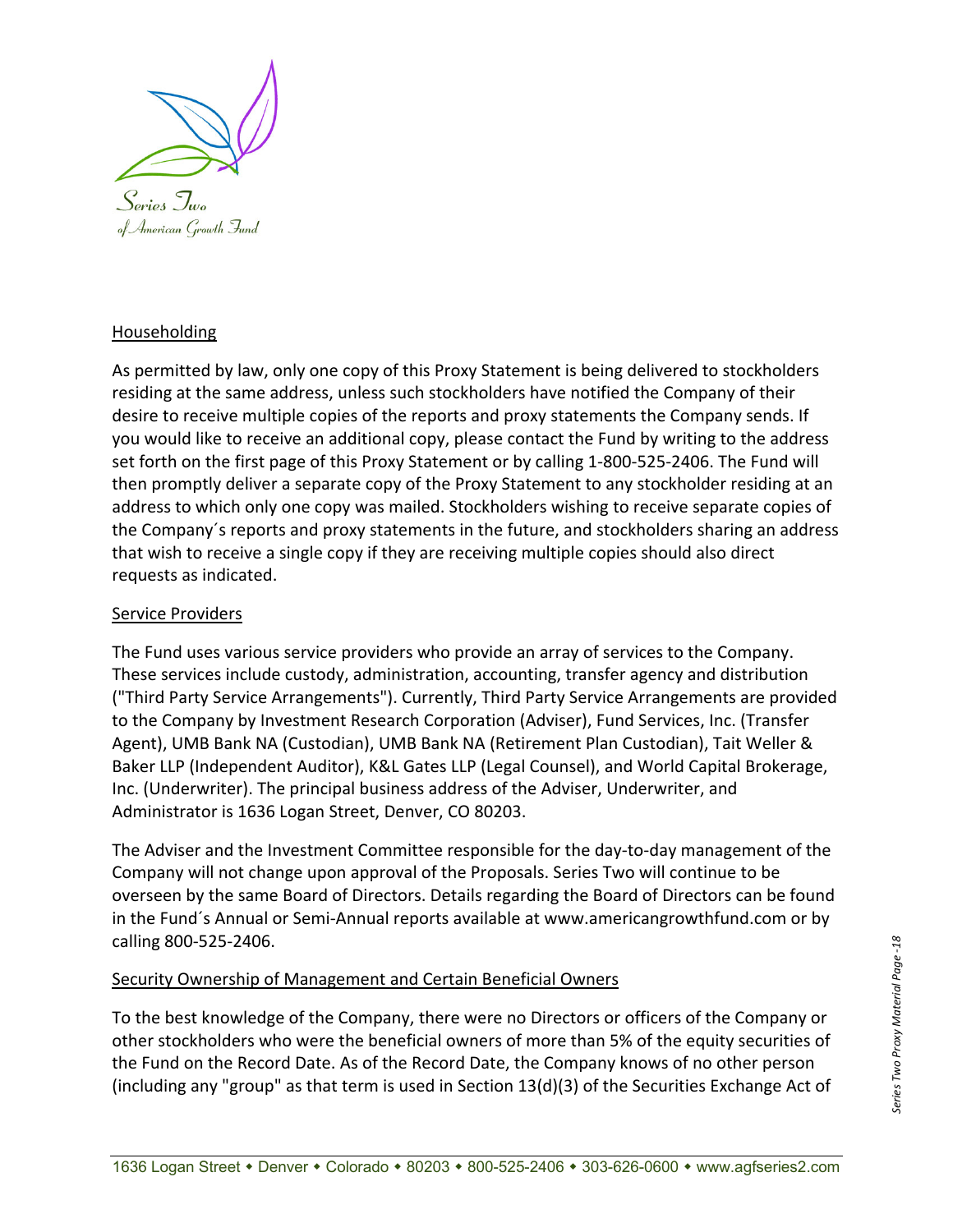## Householding

As permitted by law, only one copy of this Proxy Statement is being delivered to stockholders residing at the same address, unless such stockholders have notified the Company of their desire to receive multiple copies of the reports and proxy statements the Company sends. If you would like to receive an additional copy, please contact the Fund by writing to the address set forth on the first page of this Proxy Statement or by calling 1-800-525-2406. The Fund will then promptly deliver a separate copy of the Proxy Statement to any stockholder residing at an address to which only one copy was mailed. Stockholders wishing to receive separate copies of the Company´s reports and proxy statements in the future, and stockholders sharing an address that wish to receive a single copy if they are receiving multiple copies should also direct requests as indicated.

## Service Providers

The Fund uses various service providers who provide an array of services to the Company. These services include custody, administration, accounting, transfer agency and distribution ("Third Party Service Arrangements"). Currently, Third Party Service Arrangements are provided to the Company by Investment Research Corporation (Adviser), Fund Services, Inc. (Transfer Agent), UMB Bank NA (Custodian), UMB Bank NA (Retirement Plan Custodian), Tait Weller & Baker LLP (Independent Auditor), K&L Gates LLP (Legal Counsel), and World Capital Brokerage, Inc. (Underwriter). The principal business address of the Adviser, Underwriter, and Administrator is 1636 Logan Street, Denver, CO 80203.

The Adviser and the Investment Committee responsible for the day-to-day management of the Company will not change upon approval of the Proposals. Series Two will continue to be overseen by the same Board of Directors. Details regarding the Board of Directors can be found in the Fund´s Annual or Semi-Annual reports available at www.americangrowthfund.com or by calling 800-525-2406.

## Security Ownership of Management and Certain Beneficial Owners

To the best knowledge of the Company, there were no Directors or officers of the Company or other stockholders who were the beneficial owners of more than 5% of the equity securities of the Fund on the Record Date. As of the Record Date, the Company knows of no other person (including any "group" as that term is used in Section 13(d)(3) of the Securities Exchange Act of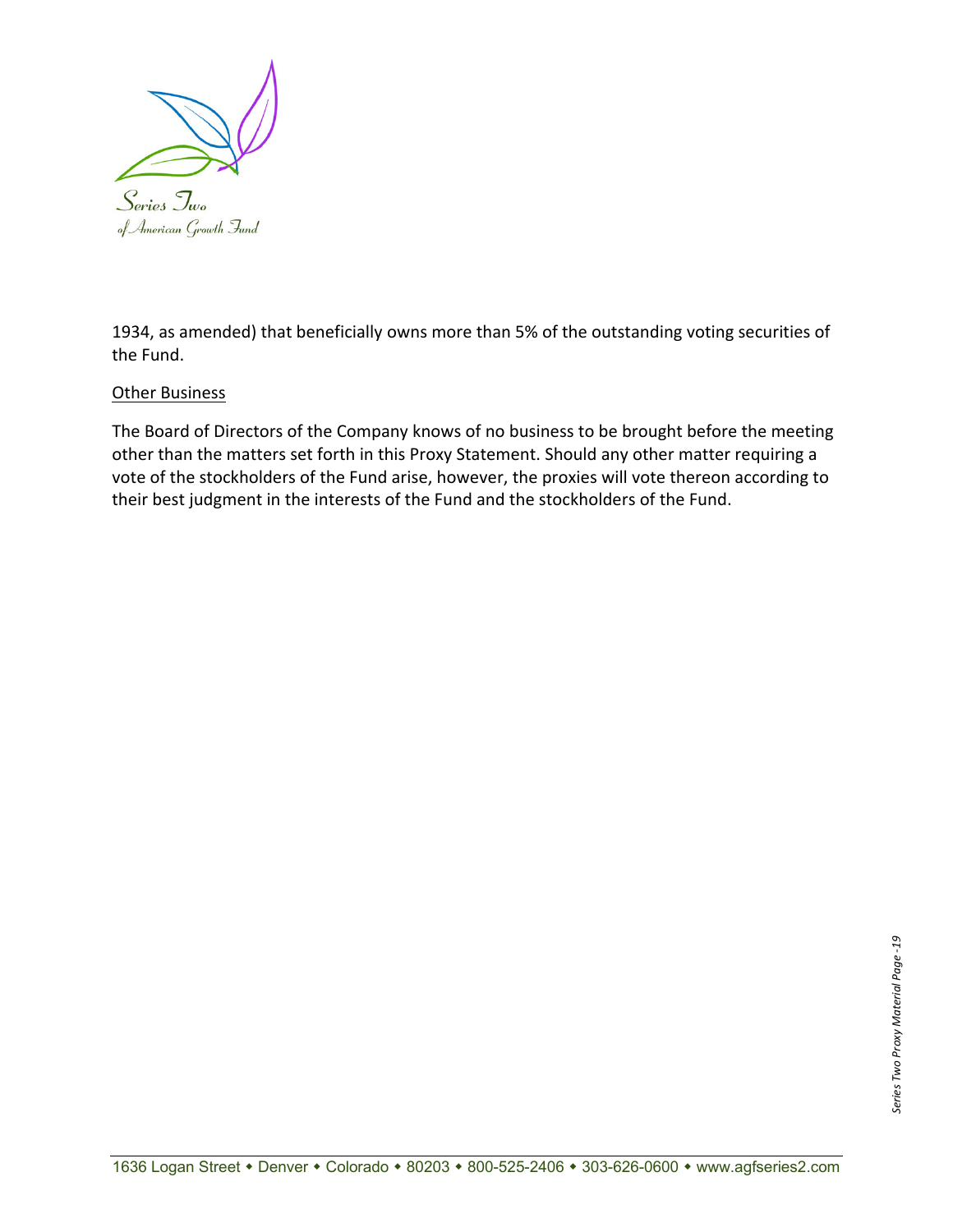1934, as amended) that beneficially owns more than 5% of the outstanding voting securities of the Fund.

Other Business

The Board of Directors of the Company knows of no business to be brought before the meeting other than the matters set forth in this Proxy Statement. Should any other matter requiring a vote of the stockholders of the Fund arise, however, the proxies will vote thereon according to their best judgment in the interests of the Fund and the stockholders of the Fund.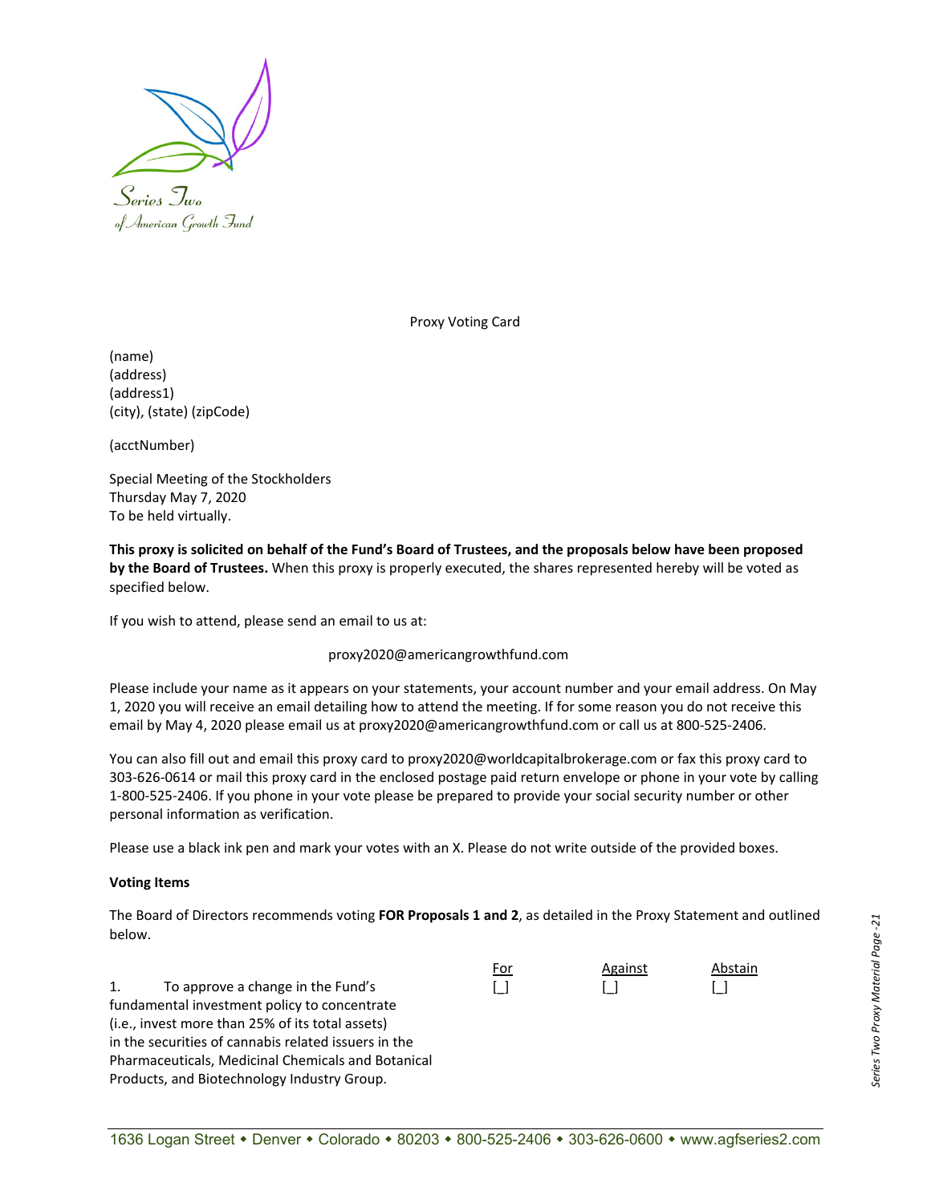Series Two
of American Growth Fund

Proxy Voting Card

(name)
(address)
(address1)
(city), (state) (zipCode)

(acctNumber)

Special Meeting of the Stockholders
Thursday May 7, 2020
To be held virtually.

**This proxy is solicited on behalf of the Fund's Board of Trustees, and the proposals below have been proposed by the Board of Trustees.** When this proxy is properly executed, the shares represented hereby will be voted as specified below.

If you wish to attend, please send an email to us at:

proxy2020@americangrowthfund.com

Please include your name as it appears on your statements, your account number and your email address. On May 1, 2020 you will receive an email detailing how to attend the meeting. If for some reason you do not receive this email by May 4, 2020 please email us at proxy2020@americangrowthfund.com or call us at 800-525-2406.

You can also fill out and email this proxy card to proxy2020@worldcapitalbrokerage.com or fax this proxy card to 303-626-0614 or mail this proxy card in the enclosed postage paid return envelope or phone in your vote by calling 1-800-525-2406. If you phone in your vote please be prepared to provide your social security number or other personal information as verification.

Please use a black ink pen and mark your votes with an X. Please do not write outside of the provided boxes.

**Voting Items**

The Board of Directors recommends voting **FOR Proposals 1 and 2**, as detailed in the Proxy Statement and outlined below.

| | For | Against | Abstain |
|---|---|---|---|
| 1. To approve a change in the Fund's fundamental investment policy to concentrate (i.e., invest more than 25% of its total assets) in the securities of cannabis related issuers in the Pharmaceuticals, Medicinal Chemicals and Botanical Products, and Biotechnology Industry Group. | [_] | [_] | [_] |

1636 Logan Street ◆ Denver ◆ Colorado ◆ 80203 ◆ 800-525-2406 ◆ 303-626-0600 ◆ www.agfseries2.com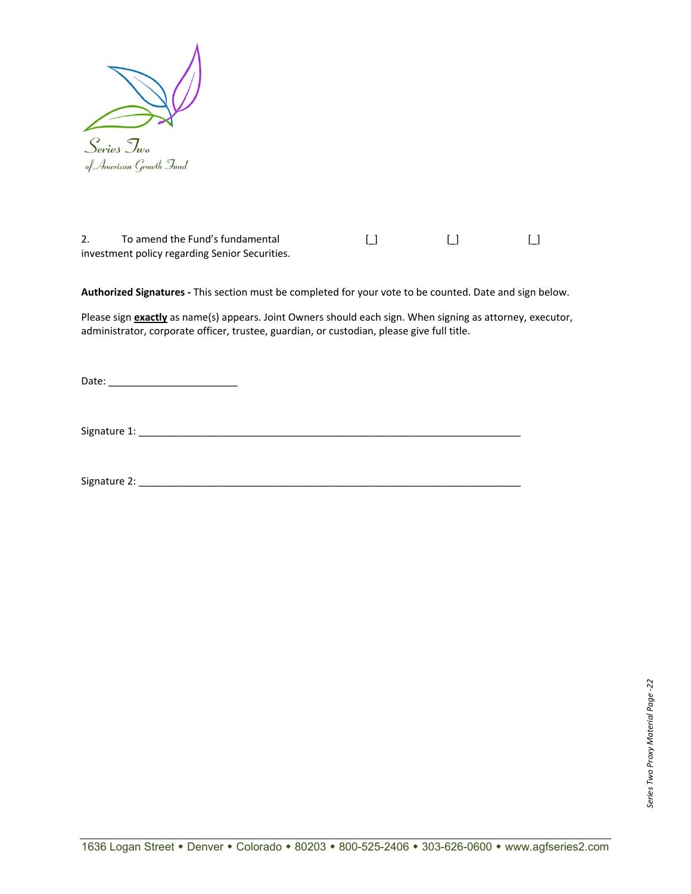Series Two
of American Growth Fund

2. To amend the Fund's fundamental investment policy regarding Senior Securities. [_] [_] [_]

**Authorized Signatures -** This section must be completed for your vote to be counted. Date and sign below.

Please sign **exactly** as name(s) appears. Joint Owners should each sign. When signing as attorney, executor, administrator, corporate officer, trustee, guardian, or custodian, please give full title.

Date: _______________________

Signature 1: ______________________________________________________________________

Signature 2: ______________________________________________________________________